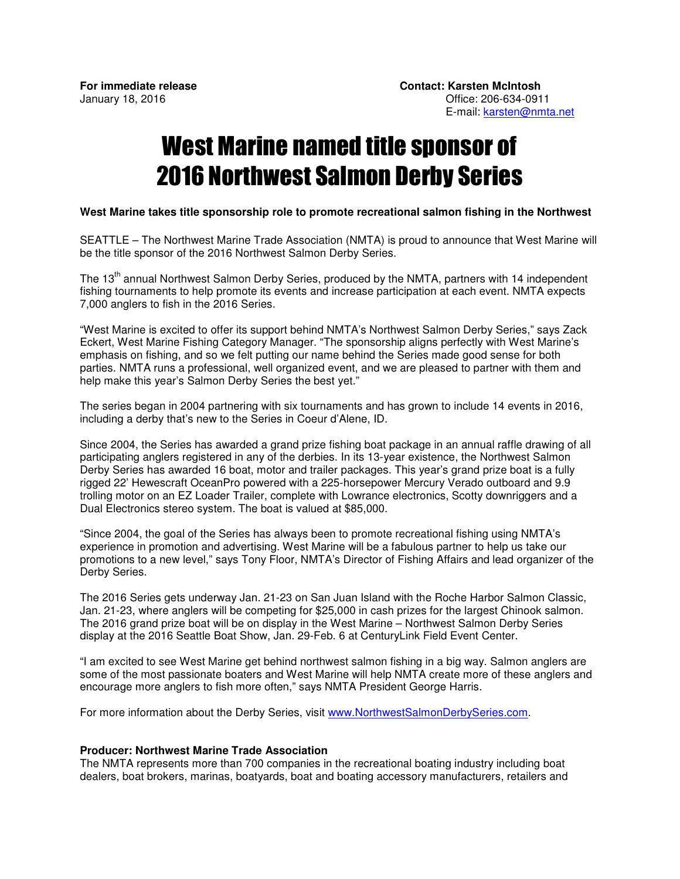**For immediate release**
January 18, 2016

**Contact: Karsten McIntosh**
Office: 206-634-0911
E-mail: karsten@nmta.net

# West Marine named title sponsor of 2016 Northwest Salmon Derby Series

**West Marine takes title sponsorship role to promote recreational salmon fishing in the Northwest**

SEATTLE – The Northwest Marine Trade Association (NMTA) is proud to announce that West Marine will be the title sponsor of the 2016 Northwest Salmon Derby Series.

The 13th annual Northwest Salmon Derby Series, produced by the NMTA, partners with 14 independent fishing tournaments to help promote its events and increase participation at each event. NMTA expects 7,000 anglers to fish in the 2016 Series.

"West Marine is excited to offer its support behind NMTA's Northwest Salmon Derby Series," says Zack Eckert, West Marine Fishing Category Manager. "The sponsorship aligns perfectly with West Marine's emphasis on fishing, and so we felt putting our name behind the Series made good sense for both parties. NMTA runs a professional, well organized event, and we are pleased to partner with them and help make this year's Salmon Derby Series the best yet."

The series began in 2004 partnering with six tournaments and has grown to include 14 events in 2016, including a derby that's new to the Series in Coeur d'Alene, ID.

Since 2004, the Series has awarded a grand prize fishing boat package in an annual raffle drawing of all participating anglers registered in any of the derbies. In its 13-year existence, the Northwest Salmon Derby Series has awarded 16 boat, motor and trailer packages. This year's grand prize boat is a fully rigged 22' Hewescraft OceanPro powered with a 225-horsepower Mercury Verado outboard and 9.9 trolling motor on an EZ Loader Trailer, complete with Lowrance electronics, Scotty downriggers and a Dual Electronics stereo system. The boat is valued at $85,000.

"Since 2004, the goal of the Series has always been to promote recreational fishing using NMTA's experience in promotion and advertising. West Marine will be a fabulous partner to help us take our promotions to a new level," says Tony Floor, NMTA's Director of Fishing Affairs and lead organizer of the Derby Series.

The 2016 Series gets underway Jan. 21-23 on San Juan Island with the Roche Harbor Salmon Classic, Jan. 21-23, where anglers will be competing for $25,000 in cash prizes for the largest Chinook salmon. The 2016 grand prize boat will be on display in the West Marine – Northwest Salmon Derby Series display at the 2016 Seattle Boat Show, Jan. 29-Feb. 6 at CenturyLink Field Event Center.

"I am excited to see West Marine get behind northwest salmon fishing in a big way. Salmon anglers are some of the most passionate boaters and West Marine will help NMTA create more of these anglers and encourage more anglers to fish more often," says NMTA President George Harris.

For more information about the Derby Series, visit www.NorthwestSalmonDerbySeries.com.

**Producer: Northwest Marine Trade Association**
The NMTA represents more than 700 companies in the recreational boating industry including boat dealers, boat brokers, marinas, boatyards, boat and boating accessory manufacturers, retailers and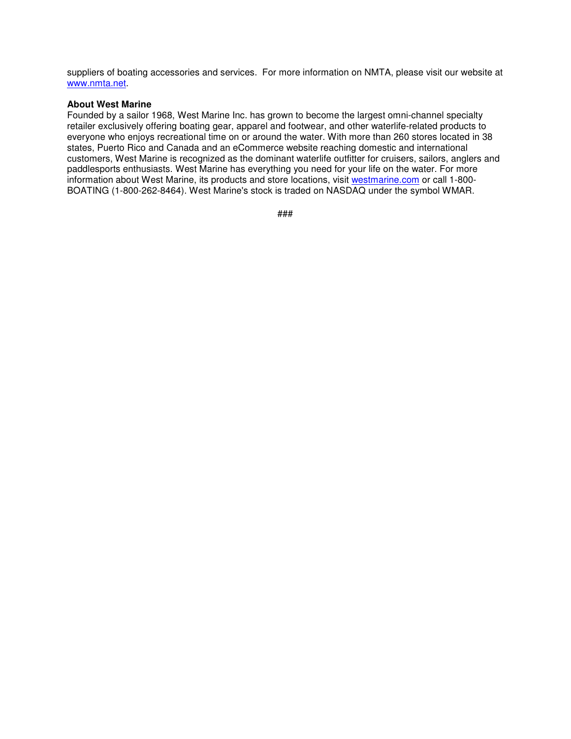suppliers of boating accessories and services. For more information on NMTA, please visit our website at [www.nmta.net](http://www.nmta.net).

**About West Marine**

Founded by a sailor 1968, West Marine Inc. has grown to become the largest omni-channel specialty retailer exclusively offering boating gear, apparel and footwear, and other waterlife-related products to everyone who enjoys recreational time on or around the water. With more than 260 stores located in 38 states, Puerto Rico and Canada and an eCommerce website reaching domestic and international customers, West Marine is recognized as the dominant waterlife outfitter for cruisers, sailors, anglers and paddlesports enthusiasts. West Marine has everything you need for your life on the water. For more information about West Marine, its products and store locations, visit [westmarine.com](http://westmarine.com) or call 1-800-BOATING (1-800-262-8464). West Marine's stock is traded on NASDAQ under the symbol WMAR.

###